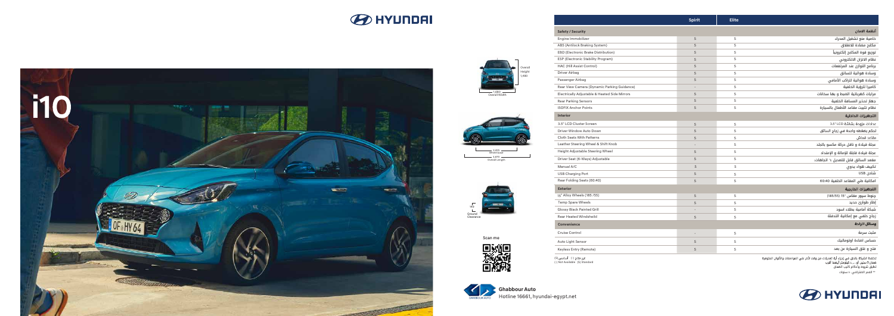# HYUNDAI

# i10

Overall Height 1,480

1,680 Overall Width

2,425 Wheelbase

3,670 Overall Length

160 Ground Clearance

Scan me

| | Spirit | Elite | |
|---|---|---|---|
| **Safety / Security** | | | **أنظمة الامان** |
| Engine Immobilizer | S | S | خاصية منع تشغيل المحرك |
| ABS (Antilock Braking System) | S | S | مكابح مضادة للانغلاق |
| EBD (Electronic Brake Distribution) | S | S | توزيع قوة المكابح إلكترونياً |
| ESP (Electronic Stability Program) | S | S | نظام الاتزان الالكتروني |
| HAC (Hill Assist Control) | S | S | برنامج التوازن عند المرتفعات |
| Driver Airbag | S | S | وسادة هوائية للسائق |
| Passenger Airbag | S | S | وسادة هوائية للراكب الأمامي |
| Rear View Camera (Dynamic Parking Guidance) | - | S | كاميرا للرؤية الخلفية |
| Electrically Adjustable & Heated Side Mirrors | S | S | مرايات كهربائية الضبط و بها سخانات |
| Rear Parking Sensors | S | S | جهاز تحذير المسافة الخلفية |
| ISOFIX Anchor Points | S | S | نظام تثبيت مقاعد الأطفال بالسيارة |
| **Interior** | | | **التجهيزات الداخلية** |
| 3.5" LCD Cluster Screen | S | S | عدادات مزودة بشاشة 3.5" LCD |
| Driver Window Auto Down | S | S | تحكم بضغطة واحدة في زجاج السائق |
| Cloth Seats With Patterns | S | S | مقاعد قماش |
| Leather Steering Wheel & Shift Knob | - | S | عجلة قيادة و ناقل حركة مكسو بالجلد |
| Height Adjustable Steering Wheel | S | S | عجلة قيادة قابلة للإمالة و الإمتداد |
| Driver Seat (6-Ways) Adjustable | S | S | مقعد السائق قابل للتعديل ٦ اتجاهات |
| Manual A/C | S | S | تكييف هواء يدوي |
| USB Charging Port | S | S | شاحن USB |
| Rear Folding Seats (60:40) | S | S | امكانية طي المقاعد الخلفية 60:40 |
| **Exterior** | | | **التجهيزات الخارجية** |
| 15" Alloy Wheels (185 /55) | S | S | جنوط سبور مقاس 15" (185/55) |
| Temp Spare Wheels | S | S | إطار طوارئ حديد |
| Glossy Black Painted Grill | - | S | شبكة أمامية بطلاء أسود |
| Rear Heated Windshield | S | S | زجاج خلفي مع إمكانية التدفئة |
| **Convenience** | | | **وسائل الراحة** |
| Cruise Control | - | S | مثبت سرعة |
| Auto Light Sensor | S | S | حساس اضاءة اوتوماتيك |
| Keyless Entry (Remote) | S | S | فتح و غلق السيارة عن بعد |

(-) غير متاح (S) أساسي
(-) Not Available (S) Standard

تحتفظ الشركة بالحق في إجراء أية تعديلات من وقت لآخر على المواصفات والألوان المتوفرة
ضمان ٥ سنين أو ...... كيلومتر أيهما أقرب
تطبق شروط وأحكام كتيب الضمان
** العمر الافتراضي ١٠ سنوات

**Ghabbour Auto**
Hotline 16661, hyundai-egypt.net

# HYUNDAI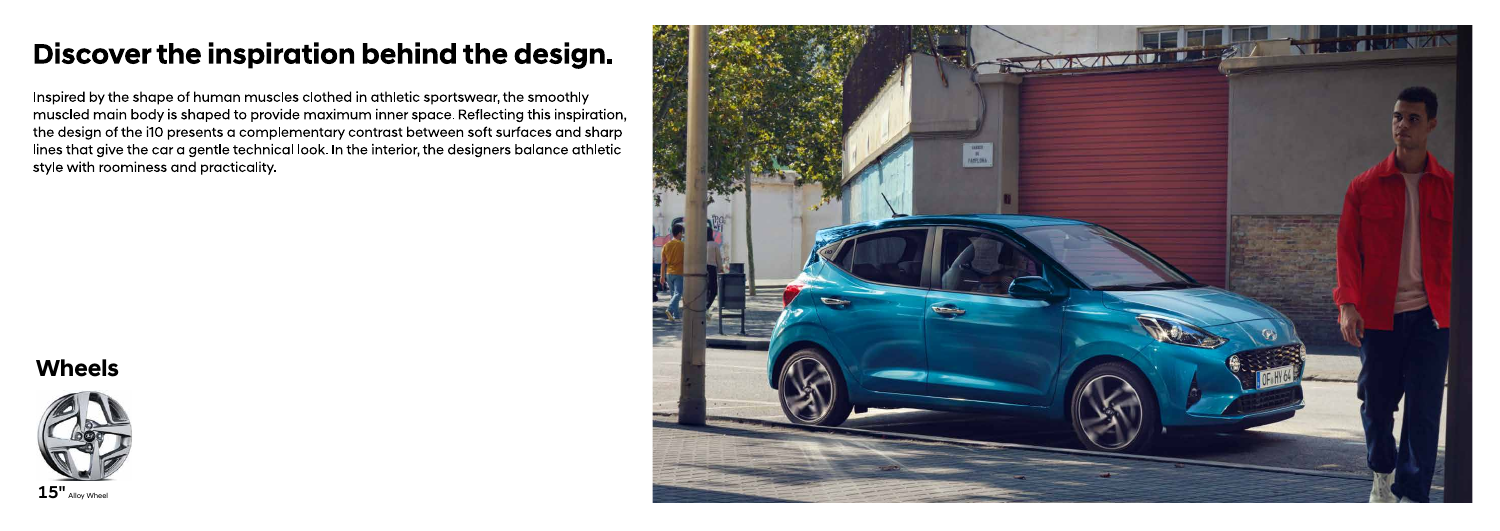# Discover the inspiration behind the design.

Inspired by the shape of human muscles clothed in athletic sportswear, the smoothly muscled main body is shaped to provide maximum inner space. Reflecting this inspiration, the design of the i10 presents a complementary contrast between soft surfaces and sharp lines that give the car a gentle technical look. In the interior, the designers balance athletic style with roominess and practicality.

## Wheels

15" Alloy Wheel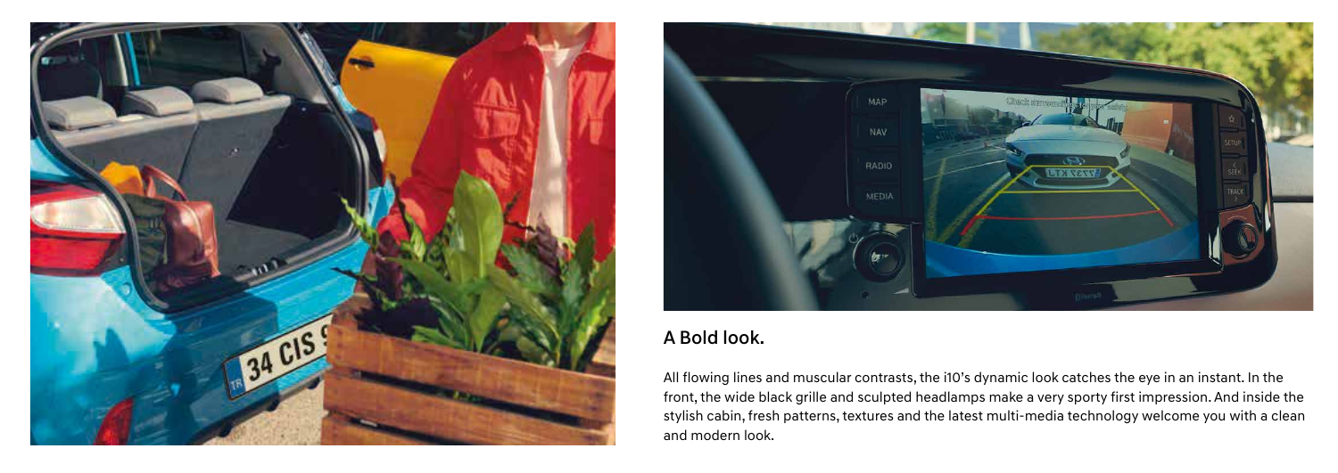## A Bold look.

All flowing lines and muscular contrasts, the i10's dynamic look catches the eye in an instant. In the front, the wide black grille and sculpted headlamps make a very sporty first impression. And inside the stylish cabin, fresh patterns, textures and the latest multi-media technology welcome you with a clean and modern look.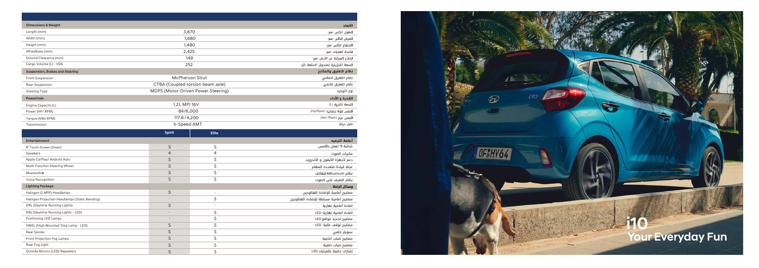| Dimensions & Weight | | الأبعاد |
|---|---|---|
| Length (mm) | 3,670 | الطول الكلي (مم) |
| Width (mm) | 1,680 | العرض الكلي (مم) |
| Height (mm) | 1,480 | الارتفاع الكلي (مم) |
| Wheelbase (mm) | 2,425 | قاعدة العجلات (مم) |
| Ground Clearance (mm) | 149 | ارتفاع المركبة عن الارض (مم) |
| Cargo Volume (L) - VDA | 252 | السعة التخزينية لصندوق الامتعة (لتر) |
| **Suspension, Brakes and Steering** | | **نظام التعليق والمكابح** |
| Front Suspension | McPherson Strut | نظام التعليق الامامي |
| Rear Suspension | CTBA (Coupled torsion beam axle) | نظام التعليق الخلفي |
| Steering Type | MDPS (Motor-Driven Power Steering) | نوع التوجيه |
| **Powertrain** | | **القدرة و الأداء** |
| Engine Capacity (L) | 1.2L MPI 16V | السعة اللترية (L) |
| Power (HP/ RPM) | 84/6,000 | اقصى قوة حصانية (Hp/Rpm) |
| Torque (NM/ RPM) | 117.6 /4,200 | اقصى عزم (Nm /Rpm) |
| Transmission | 5-Speed AMT | ناقل حركة |

| | Spirit | Elite | |
|---|---|---|---|
| **Entertainment** | | | **أنظمة الترفيه** |
| 8" Touch Screen (Smart) | S | S | شاشة 8" تعمل باللمس |
| Speakers | 4 | 4 | مكبرات الصوت |
| Apple CarPlay/ Android Auto | S | S | دعم لأجهزة الآيفون و الأندرويد |
| Multi-Function Steering Wheel | S | S | عجلة قيادة متعددة المهام |
| Bluetooth® | S | S | نظام Bluetooth® للهاتف |
| Voice Recognition | S | S | نظام التعرف على الصوت |
| **Lighting Package** | | | **وسائل الراحة** |
| Halogen (2 MFR) Headlamps | S | - | مصابيح أمامية للإضاءة الهالوجين |
| Halogen Projection Headlamps (Static Bending) | - | S | مصابيح أمامية مسلطة للإضاءة الهالوجين |
| DRL (Daytime Running Lights) | S | - | اضاءة أمامية نهارية |
| DRL (Daytime Running Lights - LED) | - | S | اضاءة أمامية نهارية LED |
| Positioning LED Lamps | - | S | مصابيح تحديد مواقع LED |
| HMSL (High Mounted Stop Lamp - LED) | S | S | مصابيح توقف عالية LED |
| Rear Spoiler | S | S | سبويلر خلفي |
| Front Projection Fog Lamps | S | S | مصابيح ضباب أمامية |
| Rear Fog Light | S | S | مصابيح ضباب خلفية |
| Outside Mirrors (LED) Repeaters | S | S | إشارات جانبية بالمرايات LED |

**i10**
**Your Everyday Fun**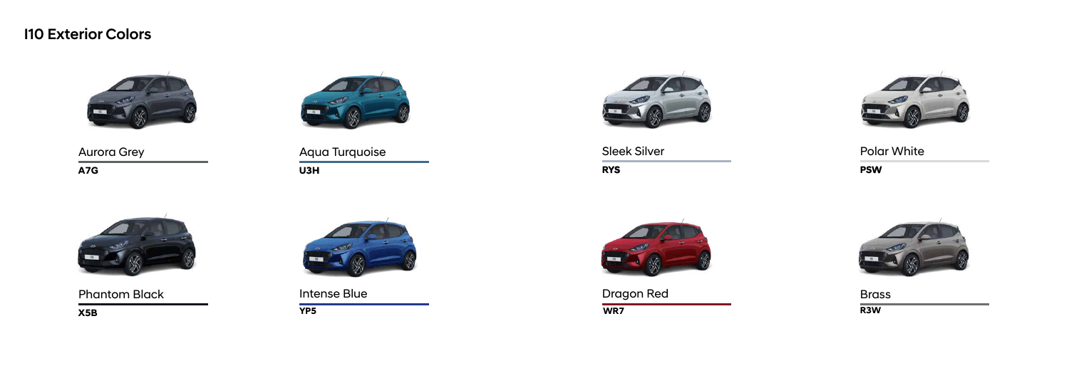## I10 Exterior Colors

Aurora Grey
**A7G**

Aqua Turquoise
**U3H**

Sleek Silver
**RYS**

Polar White
**PSW**

Phantom Black
**X5B**

Intense Blue
**YP5**

Dragon Red
**WR7**

Brass
**R3W**